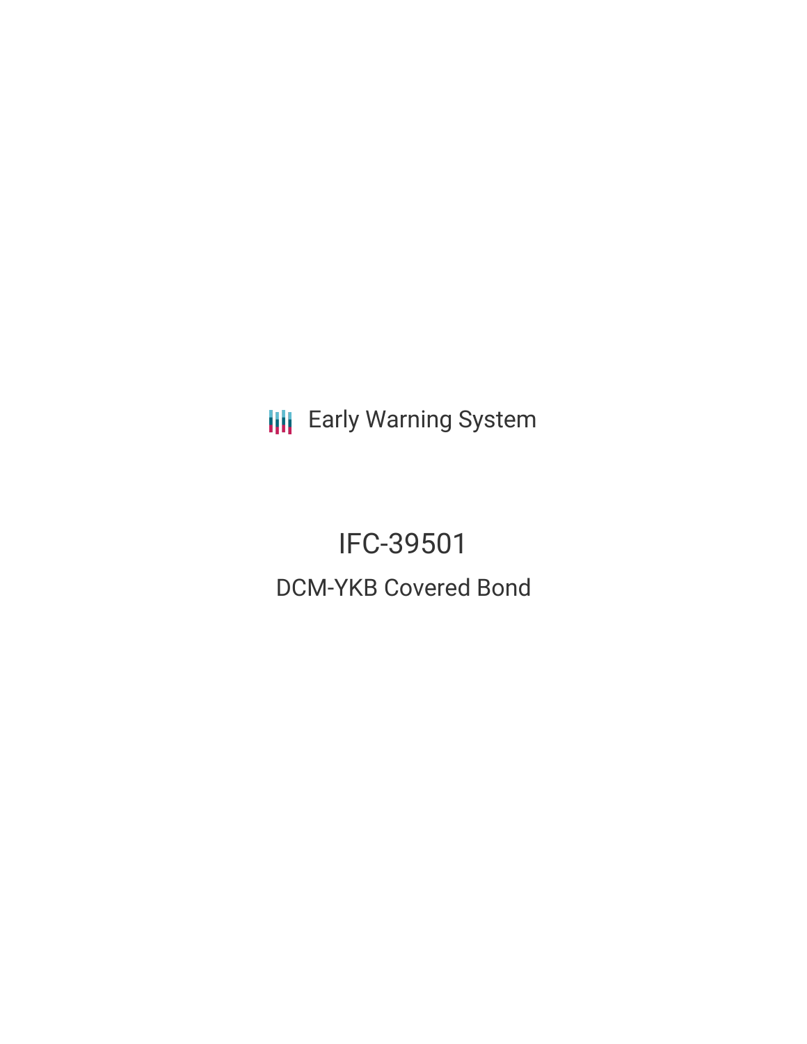Early Warning System

# IFC-39501

## DCM-YKB Covered Bond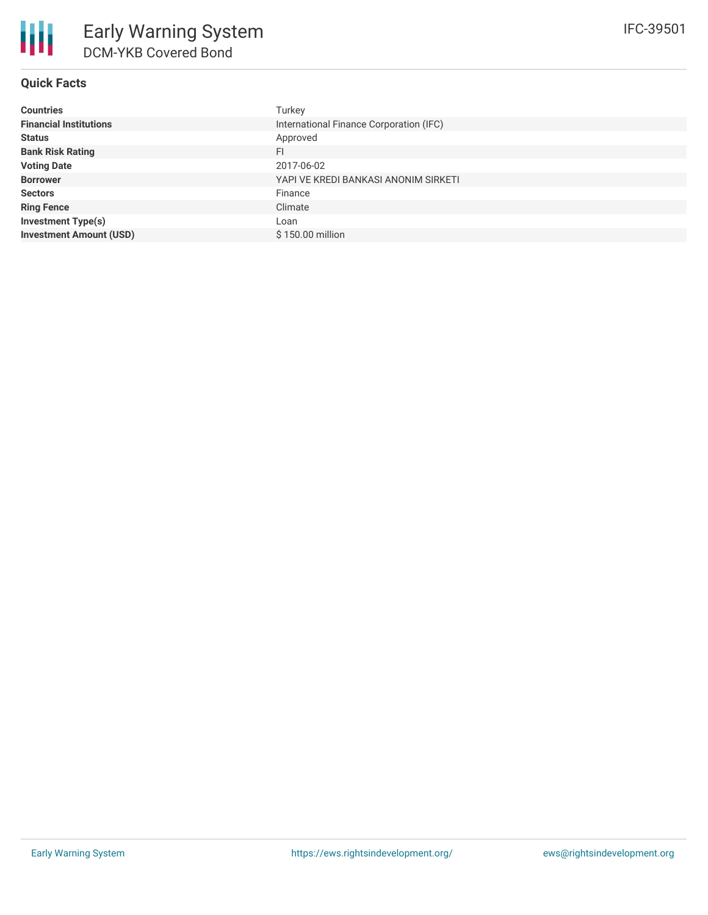# Early Warning System

## DCM-YKB Covered Bond

IFC-39501

### Quick Facts

| | |
|---|---|
| **Countries** | Turkey |
| **Financial Institutions** | International Finance Corporation (IFC) |
| **Status** | Approved |
| **Bank Risk Rating** | FI |
| **Voting Date** | 2017-06-02 |
| **Borrower** | YAPI VE KREDI BANKASI ANONIM SIRKETI |
| **Sectors** | Finance |
| **Ring Fence** | Climate |
| **Investment Type(s)** | Loan |
| **Investment Amount (USD)** | $ 150.00 million |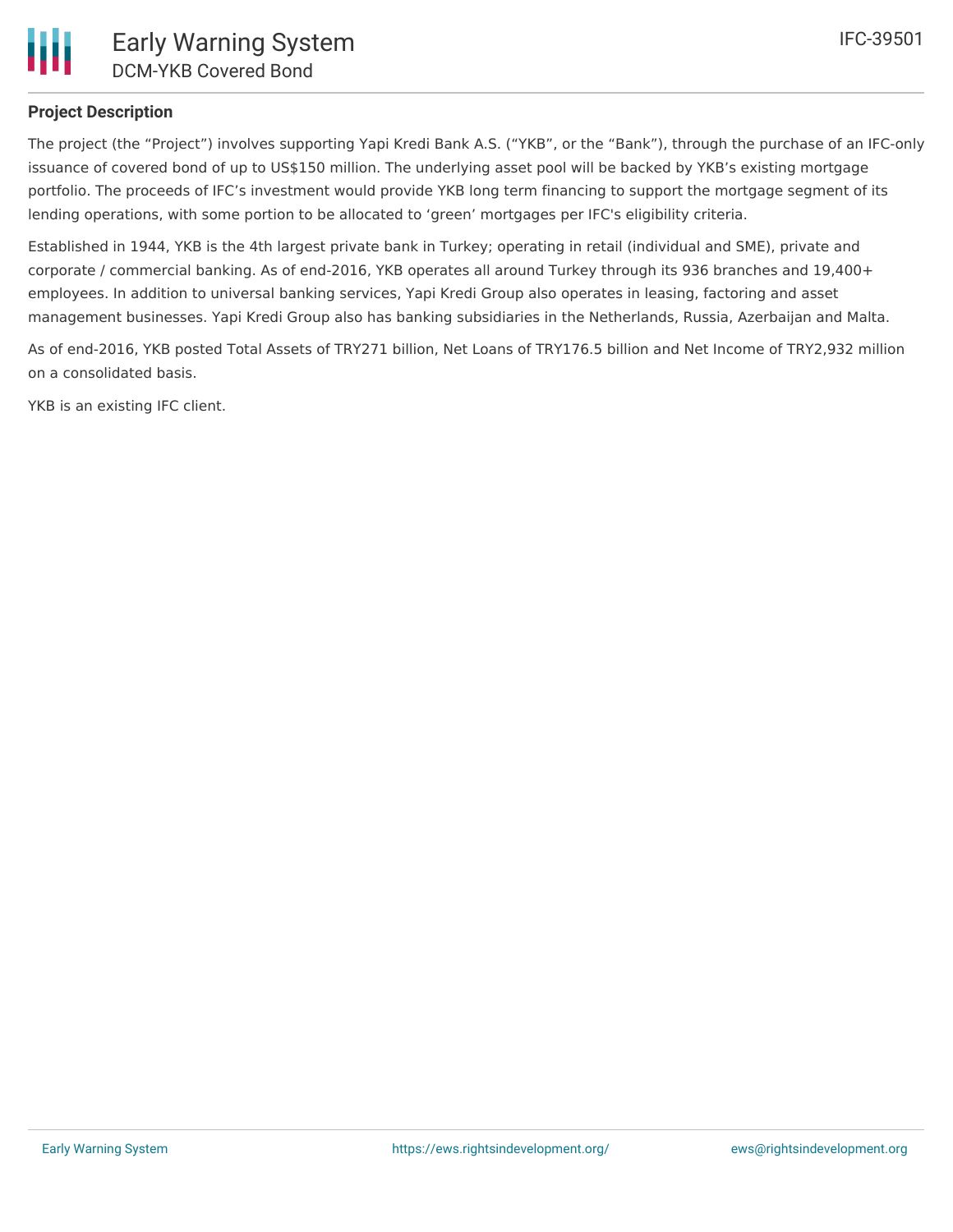## Project Description

The project (the "Project") involves supporting Yapi Kredi Bank A.S. ("YKB", or the "Bank"), through the purchase of an IFC-only issuance of covered bond of up to US$150 million. The underlying asset pool will be backed by YKB's existing mortgage portfolio. The proceeds of IFC's investment would provide YKB long term financing to support the mortgage segment of its lending operations, with some portion to be allocated to 'green' mortgages per IFC's eligibility criteria.

Established in 1944, YKB is the 4th largest private bank in Turkey; operating in retail (individual and SME), private and corporate / commercial banking. As of end-2016, YKB operates all around Turkey through its 936 branches and 19,400+ employees. In addition to universal banking services, Yapi Kredi Group also operates in leasing, factoring and asset management businesses. Yapi Kredi Group also has banking subsidiaries in the Netherlands, Russia, Azerbaijan and Malta.

As of end-2016, YKB posted Total Assets of TRY271 billion, Net Loans of TRY176.5 billion and Net Income of TRY2,932 million on a consolidated basis.

YKB is an existing IFC client.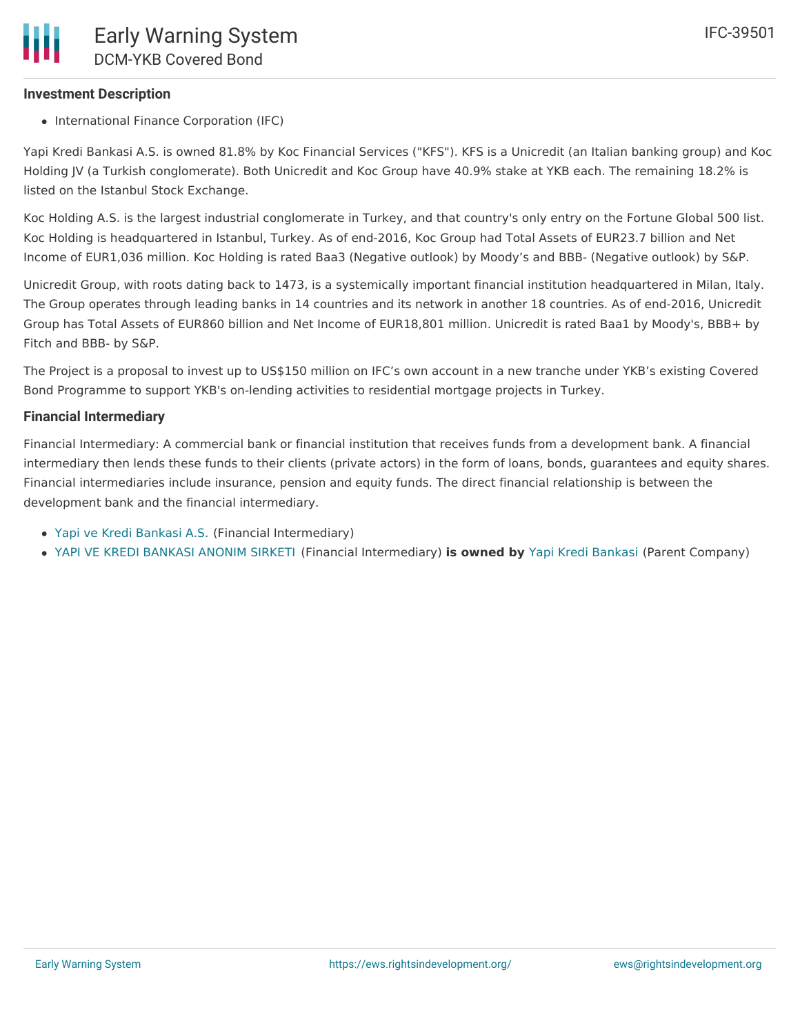### Investment Description

- International Finance Corporation (IFC)

Yapi Kredi Bankasi A.S. is owned 81.8% by Koc Financial Services ("KFS"). KFS is a Unicredit (an Italian banking group) and Koc Holding JV (a Turkish conglomerate). Both Unicredit and Koc Group have 40.9% stake at YKB each. The remaining 18.2% is listed on the Istanbul Stock Exchange.

Koc Holding A.S. is the largest industrial conglomerate in Turkey, and that country's only entry on the Fortune Global 500 list. Koc Holding is headquartered in Istanbul, Turkey. As of end-2016, Koc Group had Total Assets of EUR23.7 billion and Net Income of EUR1,036 million. Koc Holding is rated Baa3 (Negative outlook) by Moody's and BBB- (Negative outlook) by S&P.

Unicredit Group, with roots dating back to 1473, is a systemically important financial institution headquartered in Milan, Italy. The Group operates through leading banks in 14 countries and its network in another 18 countries. As of end-2016, Unicredit Group has Total Assets of EUR860 billion and Net Income of EUR18,801 million. Unicredit is rated Baa1 by Moody's, BBB+ by Fitch and BBB- by S&P.

The Project is a proposal to invest up to US$150 million on IFC's own account in a new tranche under YKB's existing Covered Bond Programme to support YKB's on-lending activities to residential mortgage projects in Turkey.

### Financial Intermediary

Financial Intermediary: A commercial bank or financial institution that receives funds from a development bank. A financial intermediary then lends these funds to their clients (private actors) in the form of loans, bonds, guarantees and equity shares. Financial intermediaries include insurance, pension and equity funds. The direct financial relationship is between the development bank and the financial intermediary.

- Yapi ve Kredi Bankasi A.S. (Financial Intermediary)
- YAPI VE KREDI BANKASI ANONIM SIRKETI (Financial Intermediary) **is owned by** Yapi Kredi Bankasi (Parent Company)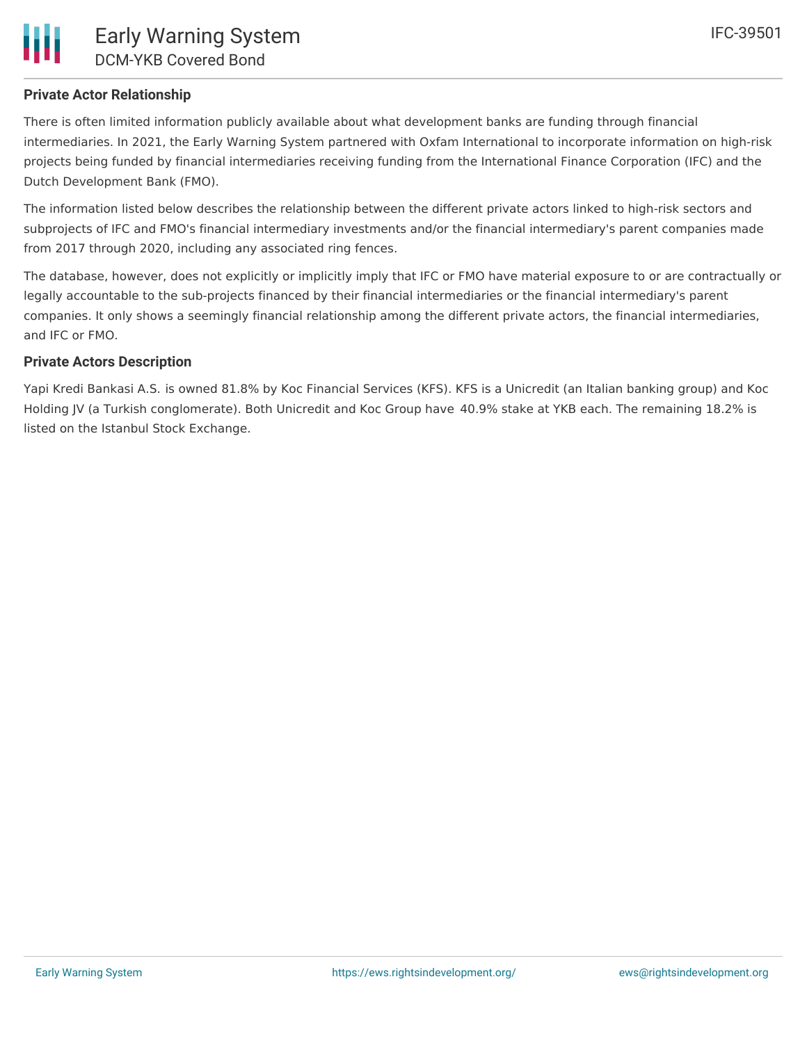### Private Actor Relationship

There is often limited information publicly available about what development banks are funding through financial intermediaries. In 2021, the Early Warning System partnered with Oxfam International to incorporate information on high-risk projects being funded by financial intermediaries receiving funding from the International Finance Corporation (IFC) and the Dutch Development Bank (FMO).

The information listed below describes the relationship between the different private actors linked to high-risk sectors and subprojects of IFC and FMO's financial intermediary investments and/or the financial intermediary's parent companies made from 2017 through 2020, including any associated ring fences.

The database, however, does not explicitly or implicitly imply that IFC or FMO have material exposure to or are contractually or legally accountable to the sub-projects financed by their financial intermediaries or the financial intermediary's parent companies. It only shows a seemingly financial relationship among the different private actors, the financial intermediaries, and IFC or FMO.

### Private Actors Description

Yapi Kredi Bankasi A.S. is owned 81.8% by Koc Financial Services (KFS). KFS is a Unicredit (an Italian banking group) and Koc Holding JV (a Turkish conglomerate). Both Unicredit and Koc Group have 40.9% stake at YKB each. The remaining 18.2% is listed on the Istanbul Stock Exchange.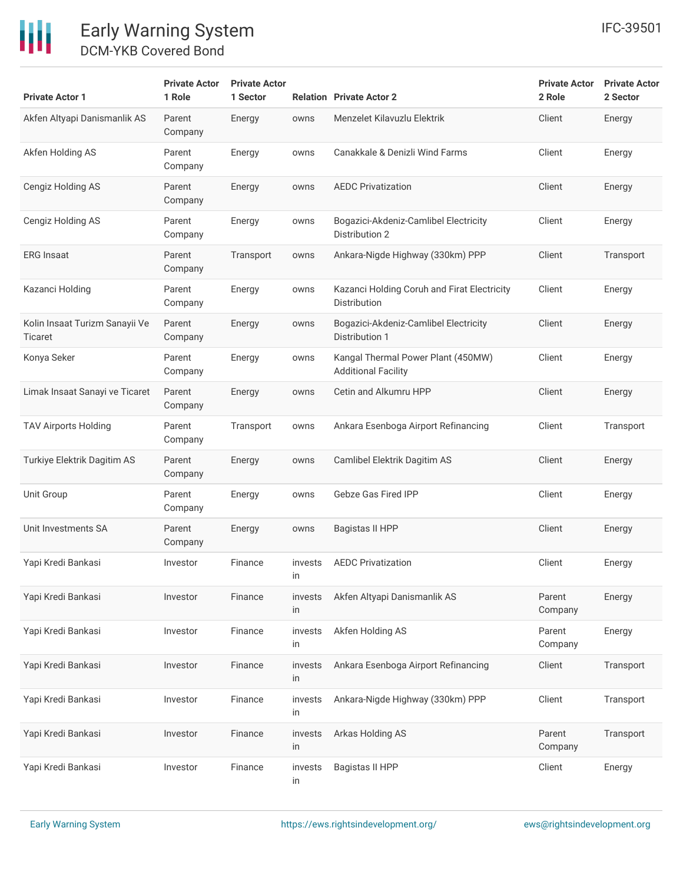| Private Actor 1 | Private Actor 1 Role | Private Actor 1 Sector | Relation | Private Actor 2 | Private Actor 2 Role | Private Actor 2 Sector |
|---|---|---|---|---|---|---|
| Akfen Altyapi Danismanlik AS | Parent Company | Energy | owns | Menzelet Kilavuzlu Elektrik | Client | Energy |
| Akfen Holding AS | Parent Company | Energy | owns | Canakkale & Denizli Wind Farms | Client | Energy |
| Cengiz Holding AS | Parent Company | Energy | owns | AEDC Privatization | Client | Energy |
| Cengiz Holding AS | Parent Company | Energy | owns | Bogazici-Akdeniz-Camlibel Electricity Distribution 2 | Client | Energy |
| ERG Insaat | Parent Company | Transport | owns | Ankara-Nigde Highway (330km) PPP | Client | Transport |
| Kazanci Holding | Parent Company | Energy | owns | Kazanci Holding Coruh and Firat Electricity Distribution | Client | Energy |
| Kolin Insaat Turizm Sanayii Ve Ticaret | Parent Company | Energy | owns | Bogazici-Akdeniz-Camlibel Electricity Distribution 1 | Client | Energy |
| Konya Seker | Parent Company | Energy | owns | Kangal Thermal Power Plant (450MW) Additional Facility | Client | Energy |
| Limak Insaat Sanayi ve Ticaret | Parent Company | Energy | owns | Cetin and Alkumru HPP | Client | Energy |
| TAV Airports Holding | Parent Company | Transport | owns | Ankara Esenboga Airport Refinancing | Client | Transport |
| Turkiye Elektrik Dagitim AS | Parent Company | Energy | owns | Camlibel Elektrik Dagitim AS | Client | Energy |
| Unit Group | Parent Company | Energy | owns | Gebze Gas Fired IPP | Client | Energy |
| Unit Investments SA | Parent Company | Energy | owns | Bagistas II HPP | Client | Energy |
| Yapi Kredi Bankasi | Investor | Finance | invests in | AEDC Privatization | Client | Energy |
| Yapi Kredi Bankasi | Investor | Finance | invests in | Akfen Altyapi Danismanlik AS | Parent Company | Energy |
| Yapi Kredi Bankasi | Investor | Finance | invests in | Akfen Holding AS | Parent Company | Energy |
| Yapi Kredi Bankasi | Investor | Finance | invests in | Ankara Esenboga Airport Refinancing | Client | Transport |
| Yapi Kredi Bankasi | Investor | Finance | invests in | Ankara-Nigde Highway (330km) PPP | Client | Transport |
| Yapi Kredi Bankasi | Investor | Finance | invests in | Arkas Holding AS | Parent Company | Transport |
| Yapi Kredi Bankasi | Investor | Finance | invests in | Bagistas II HPP | Client | Energy |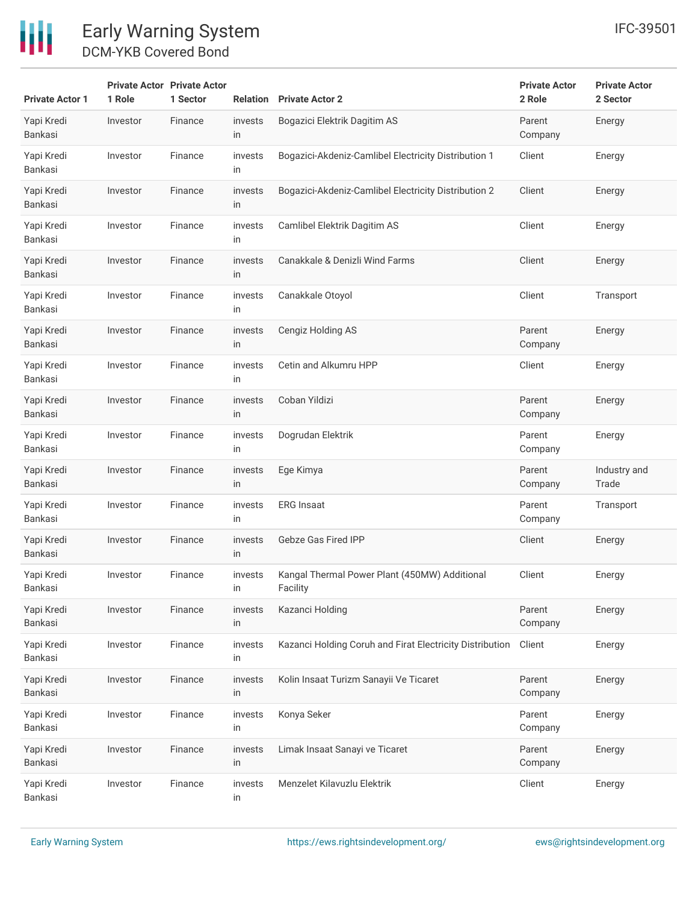| Private Actor 1 | Private Actor 1 Role | Private Actor 1 Sector | Relation | Private Actor 2 | Private Actor 2 Role | Private Actor 2 Sector |
|---|---|---|---|---|---|---|
| Yapi Kredi Bankasi | Investor | Finance | invests in | Bogazici Elektrik Dagitim AS | Parent Company | Energy |
| Yapi Kredi Bankasi | Investor | Finance | invests in | Bogazici-Akdeniz-Camlibel Electricity Distribution 1 | Client | Energy |
| Yapi Kredi Bankasi | Investor | Finance | invests in | Bogazici-Akdeniz-Camlibel Electricity Distribution 2 | Client | Energy |
| Yapi Kredi Bankasi | Investor | Finance | invests in | Camlibel Elektrik Dagitim AS | Client | Energy |
| Yapi Kredi Bankasi | Investor | Finance | invests in | Canakkale & Denizli Wind Farms | Client | Energy |
| Yapi Kredi Bankasi | Investor | Finance | invests in | Canakkale Otoyol | Client | Transport |
| Yapi Kredi Bankasi | Investor | Finance | invests in | Cengiz Holding AS | Parent Company | Energy |
| Yapi Kredi Bankasi | Investor | Finance | invests in | Cetin and Alkumru HPP | Client | Energy |
| Yapi Kredi Bankasi | Investor | Finance | invests in | Coban Yildizi | Parent Company | Energy |
| Yapi Kredi Bankasi | Investor | Finance | invests in | Dogrudan Elektrik | Parent Company | Energy |
| Yapi Kredi Bankasi | Investor | Finance | invests in | Ege Kimya | Parent Company | Industry and Trade |
| Yapi Kredi Bankasi | Investor | Finance | invests in | ERG Insaat | Parent Company | Transport |
| Yapi Kredi Bankasi | Investor | Finance | invests in | Gebze Gas Fired IPP | Client | Energy |
| Yapi Kredi Bankasi | Investor | Finance | invests in | Kangal Thermal Power Plant (450MW) Additional Facility | Client | Energy |
| Yapi Kredi Bankasi | Investor | Finance | invests in | Kazanci Holding | Parent Company | Energy |
| Yapi Kredi Bankasi | Investor | Finance | invests in | Kazanci Holding Coruh and Firat Electricity Distribution | Client | Energy |
| Yapi Kredi Bankasi | Investor | Finance | invests in | Kolin Insaat Turizm Sanayii Ve Ticaret | Parent Company | Energy |
| Yapi Kredi Bankasi | Investor | Finance | invests in | Konya Seker | Parent Company | Energy |
| Yapi Kredi Bankasi | Investor | Finance | invests in | Limak Insaat Sanayi ve Ticaret | Parent Company | Energy |
| Yapi Kredi Bankasi | Investor | Finance | invests in | Menzelet Kilavuzlu Elektrik | Client | Energy |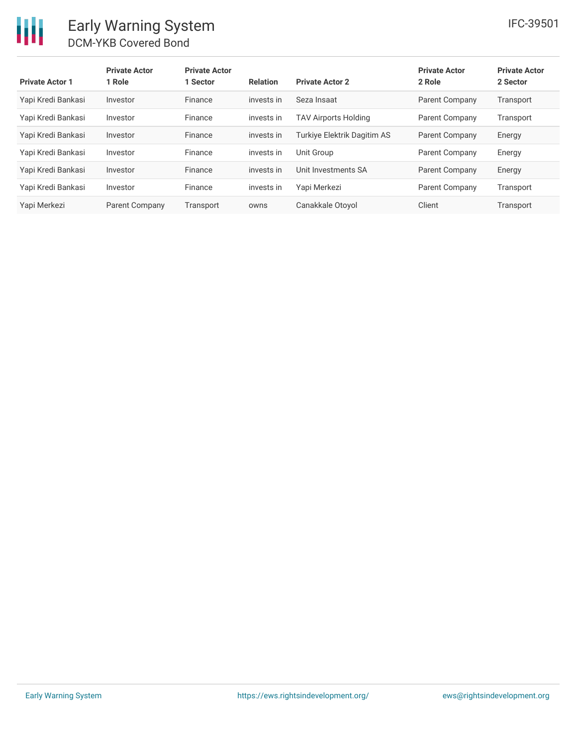| Private Actor 1 | Private Actor 1 Role | Private Actor 1 Sector | Relation | Private Actor 2 | Private Actor 2 Role | Private Actor 2 Sector |
|---|---|---|---|---|---|---|
| Yapi Kredi Bankasi | Investor | Finance | invests in | Seza Insaat | Parent Company | Transport |
| Yapi Kredi Bankasi | Investor | Finance | invests in | TAV Airports Holding | Parent Company | Transport |
| Yapi Kredi Bankasi | Investor | Finance | invests in | Turkiye Elektrik Dagitim AS | Parent Company | Energy |
| Yapi Kredi Bankasi | Investor | Finance | invests in | Unit Group | Parent Company | Energy |
| Yapi Kredi Bankasi | Investor | Finance | invests in | Unit Investments SA | Parent Company | Energy |
| Yapi Kredi Bankasi | Investor | Finance | invests in | Yapi Merkezi | Parent Company | Transport |
| Yapi Merkezi | Parent Company | Transport | owns | Canakkale Otoyol | Client | Transport |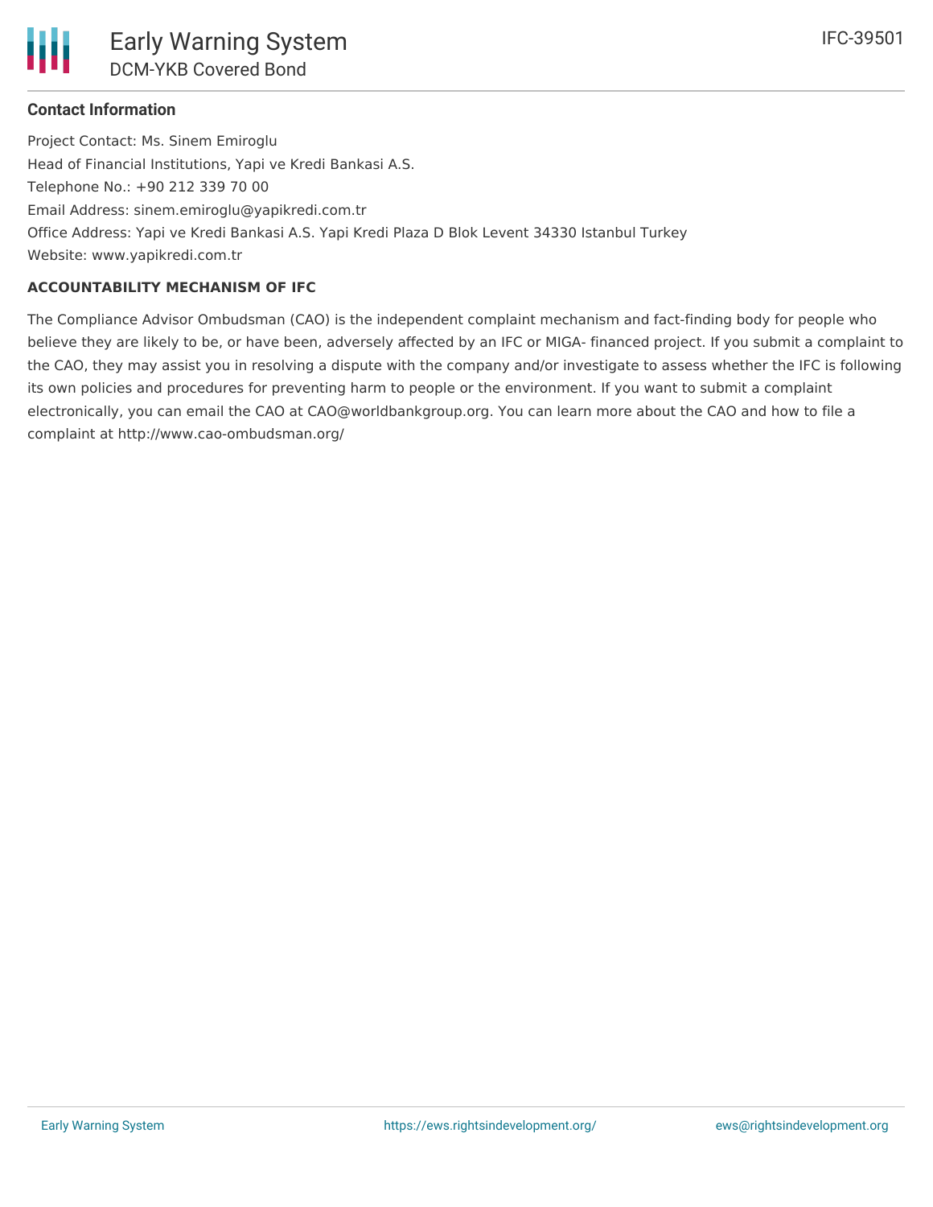### Contact Information

Project Contact: Ms. Sinem Emiroglu
Head of Financial Institutions, Yapi ve Kredi Bankasi A.S.
Telephone No.: +90 212 339 70 00
Email Address: sinem.emiroglu@yapikredi.com.tr
Office Address: Yapi ve Kredi Bankasi A.S. Yapi Kredi Plaza D Blok Levent 34330 Istanbul Turkey
Website: www.yapikredi.com.tr

#### ACCOUNTABILITY MECHANISM OF IFC

The Compliance Advisor Ombudsman (CAO) is the independent complaint mechanism and fact-finding body for people who believe they are likely to be, or have been, adversely affected by an IFC or MIGA- financed project. If you submit a complaint to the CAO, they may assist you in resolving a dispute with the company and/or investigate to assess whether the IFC is following its own policies and procedures for preventing harm to people or the environment. If you want to submit a complaint electronically, you can email the CAO at CAO@worldbankgroup.org. You can learn more about the CAO and how to file a complaint at http://www.cao-ombudsman.org/